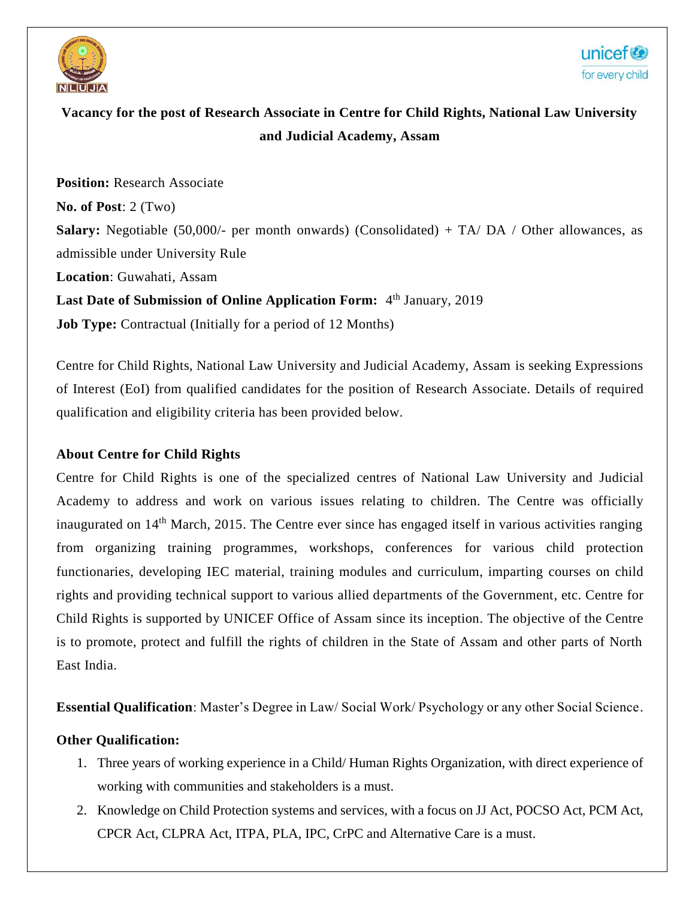# Vacancy for the post of Research Associate in Centre for Child Rights, National Law University and Judicial Academy, Assam

**Position:** Research Associate

**No. of Post**: 2 (Two)

**Salary:** Negotiable (50,000/- per month onwards) (Consolidated) + TA/ DA / Other allowances, as admissible under University Rule

**Location**: Guwahati, Assam

**Last Date of Submission of Online Application Form:** 4th January, 2019

**Job Type:** Contractual (Initially for a period of 12 Months)

Centre for Child Rights, National Law University and Judicial Academy, Assam is seeking Expressions of Interest (EoI) from qualified candidates for the position of Research Associate. Details of required qualification and eligibility criteria has been provided below.

## About Centre for Child Rights

Centre for Child Rights is one of the specialized centres of National Law University and Judicial Academy to address and work on various issues relating to children. The Centre was officially inaugurated on 14th March, 2015. The Centre ever since has engaged itself in various activities ranging from organizing training programmes, workshops, conferences for various child protection functionaries, developing IEC material, training modules and curriculum, imparting courses on child rights and providing technical support to various allied departments of the Government, etc. Centre for Child Rights is supported by UNICEF Office of Assam since its inception. The objective of the Centre is to promote, protect and fulfill the rights of children in the State of Assam and other parts of North East India.

**Essential Qualification**: Master's Degree in Law/ Social Work/ Psychology or any other Social Science.

**Other Qualification:**

1. Three years of working experience in a Child/ Human Rights Organization, with direct experience of working with communities and stakeholders is a must.
2. Knowledge on Child Protection systems and services, with a focus on JJ Act, POCSO Act, PCM Act, CPCR Act, CLPRA Act, ITPA, PLA, IPC, CrPC and Alternative Care is a must.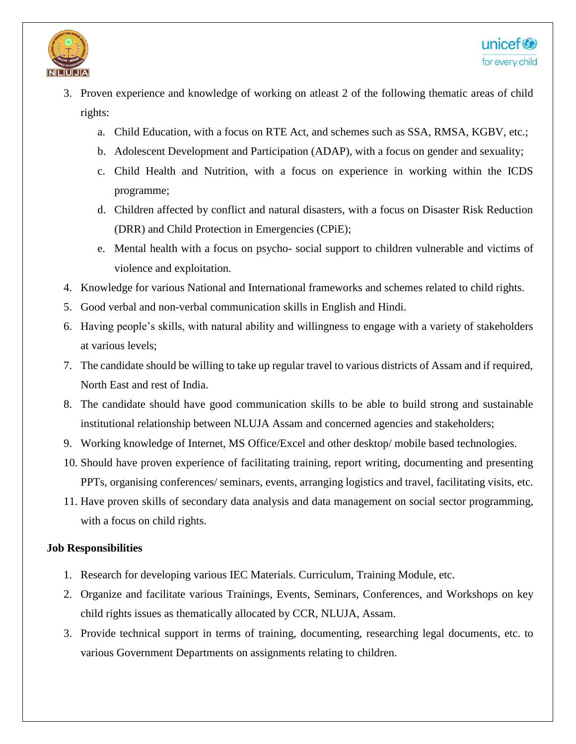3. Proven experience and knowledge of working on atleast 2 of the following thematic areas of child rights:
   a. Child Education, with a focus on RTE Act, and schemes such as SSA, RMSA, KGBV, etc.;
   b. Adolescent Development and Participation (ADAP), with a focus on gender and sexuality;
   c. Child Health and Nutrition, with a focus on experience in working within the ICDS programme;
   d. Children affected by conflict and natural disasters, with a focus on Disaster Risk Reduction (DRR) and Child Protection in Emergencies (CPiE);
   e. Mental health with a focus on psycho- social support to children vulnerable and victims of violence and exploitation.
4. Knowledge for various National and International frameworks and schemes related to child rights.
5. Good verbal and non-verbal communication skills in English and Hindi.
6. Having people's skills, with natural ability and willingness to engage with a variety of stakeholders at various levels;
7. The candidate should be willing to take up regular travel to various districts of Assam and if required, North East and rest of India.
8. The candidate should have good communication skills to be able to build strong and sustainable institutional relationship between NLUJA Assam and concerned agencies and stakeholders;
9. Working knowledge of Internet, MS Office/Excel and other desktop/ mobile based technologies.
10. Should have proven experience of facilitating training, report writing, documenting and presenting PPTs, organising conferences/ seminars, events, arranging logistics and travel, facilitating visits, etc.
11. Have proven skills of secondary data analysis and data management on social sector programming, with a focus on child rights.

**Job Responsibilities**

1. Research for developing various IEC Materials. Curriculum, Training Module, etc.
2. Organize and facilitate various Trainings, Events, Seminars, Conferences, and Workshops on key child rights issues as thematically allocated by CCR, NLUJA, Assam.
3. Provide technical support in terms of training, documenting, researching legal documents, etc. to various Government Departments on assignments relating to children.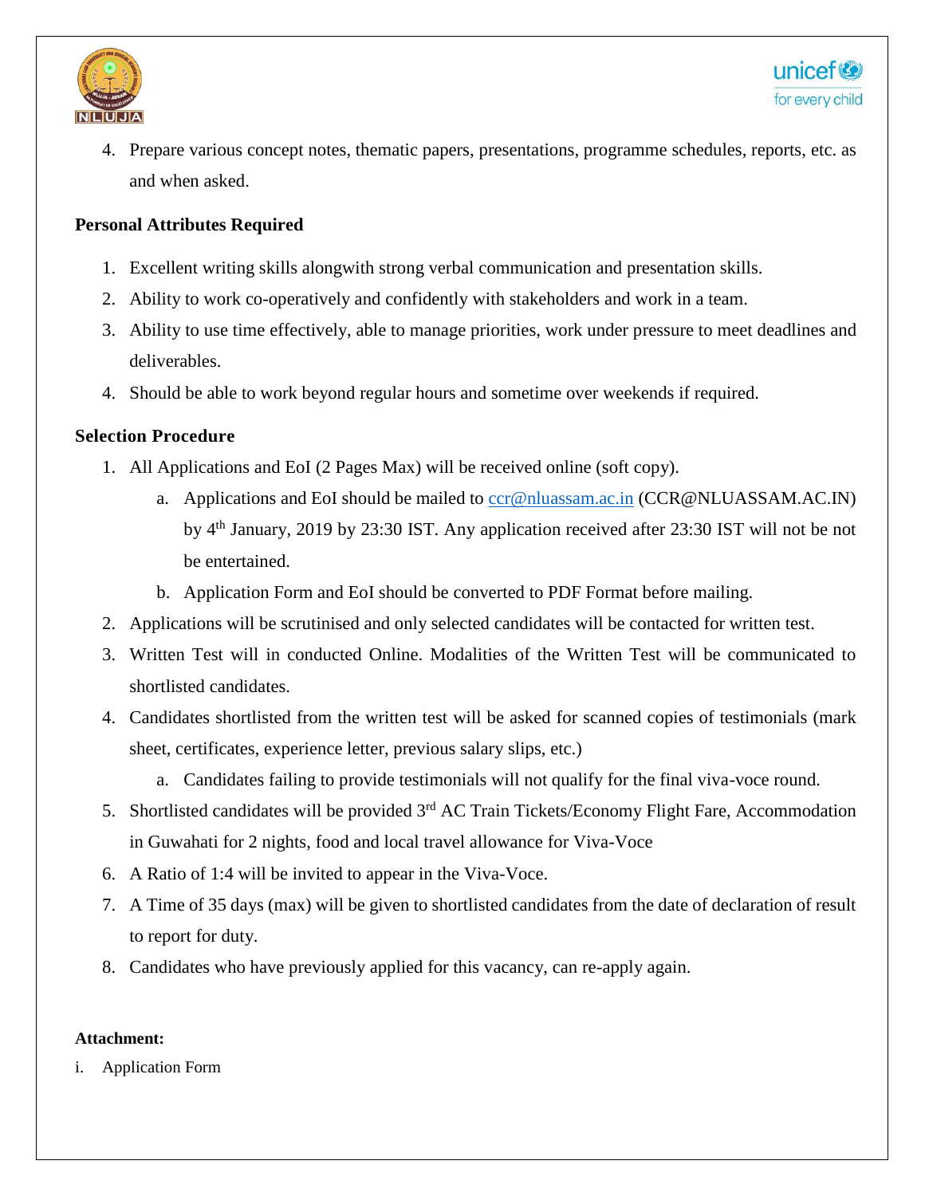4. Prepare various concept notes, thematic papers, presentations, programme schedules, reports, etc. as and when asked.

**Personal Attributes Required**

1. Excellent writing skills alongwith strong verbal communication and presentation skills.
2. Ability to work co-operatively and confidently with stakeholders and work in a team.
3. Ability to use time effectively, able to manage priorities, work under pressure to meet deadlines and deliverables.
4. Should be able to work beyond regular hours and sometime over weekends if required.

**Selection Procedure**

1. All Applications and EoI (2 Pages Max) will be received online (soft copy).
   a. Applications and EoI should be mailed to ccr@nluassam.ac.in (CCR@NLUASSAM.AC.IN) by 4th January, 2019 by 23:30 IST. Any application received after 23:30 IST will not be not be entertained.
   b. Application Form and EoI should be converted to PDF Format before mailing.
2. Applications will be scrutinised and only selected candidates will be contacted for written test.
3. Written Test will in conducted Online. Modalities of the Written Test will be communicated to shortlisted candidates.
4. Candidates shortlisted from the written test will be asked for scanned copies of testimonials (mark sheet, certificates, experience letter, previous salary slips, etc.)
   a. Candidates failing to provide testimonials will not qualify for the final viva-voce round.
5. Shortlisted candidates will be provided 3rd AC Train Tickets/Economy Flight Fare, Accommodation in Guwahati for 2 nights, food and local travel allowance for Viva-Voce
6. A Ratio of 1:4 will be invited to appear in the Viva-Voce.
7. A Time of 35 days (max) will be given to shortlisted candidates from the date of declaration of result to report for duty.
8. Candidates who have previously applied for this vacancy, can re-apply again.

**Attachment:**

i. Application Form